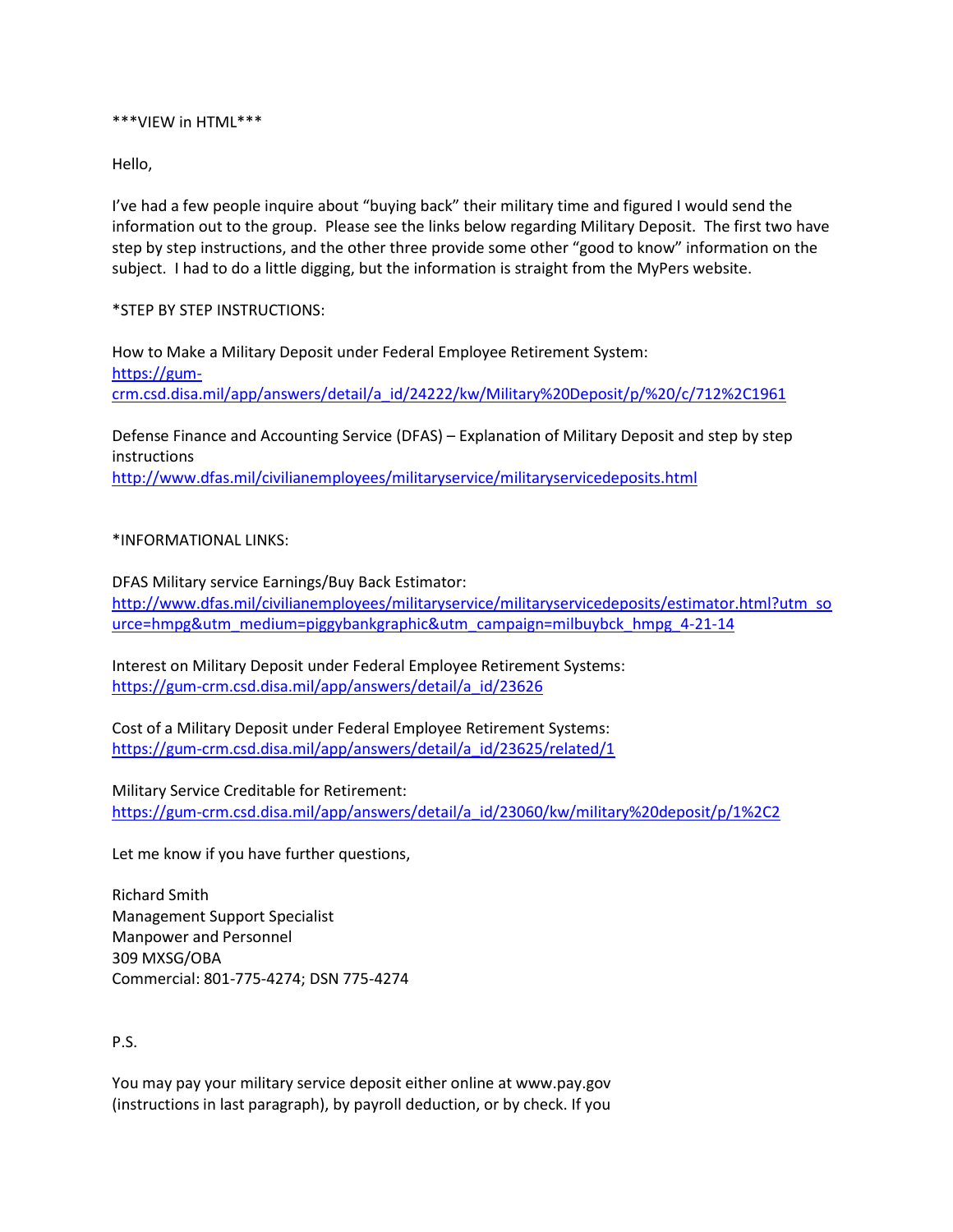***VIEW in HTML***

Hello,

I've had a few people inquire about "buying back" their military time and figured I would send the information out to the group. Please see the links below regarding Military Deposit. The first two have step by step instructions, and the other three provide some other "good to know" information on the subject. I had to do a little digging, but the information is straight from the MyPers website.

*STEP BY STEP INSTRUCTIONS:

How to Make a Military Deposit under Federal Employee Retirement System:
https://gum-crm.csd.disa.mil/app/answers/detail/a_id/24222/kw/Military%20Deposit/p/%20/c/712%2C1961

Defense Finance and Accounting Service (DFAS) – Explanation of Military Deposit and step by step instructions
http://www.dfas.mil/civilianemployees/militaryservice/militaryservicedeposits.html

*INFORMATIONAL LINKS:

DFAS Military service Earnings/Buy Back Estimator:
http://www.dfas.mil/civilianemployees/militaryservice/militaryservicedeposits/estimator.html?utm_source=hmpg&utm_medium=piggybankgraphic&utm_campaign=milbuybck_hmpg_4-21-14

Interest on Military Deposit under Federal Employee Retirement Systems:
https://gum-crm.csd.disa.mil/app/answers/detail/a_id/23626

Cost of a Military Deposit under Federal Employee Retirement Systems:
https://gum-crm.csd.disa.mil/app/answers/detail/a_id/23625/related/1

Military Service Creditable for Retirement:
https://gum-crm.csd.disa.mil/app/answers/detail/a_id/23060/kw/military%20deposit/p/1%2C2

Let me know if you have further questions,

Richard Smith
Management Support Specialist
Manpower and Personnel
309 MXSG/OBA
Commercial: 801-775-4274; DSN 775-4274

P.S.

You may pay your military service deposit either online at www.pay.gov (instructions in last paragraph), by payroll deduction, or by check. If you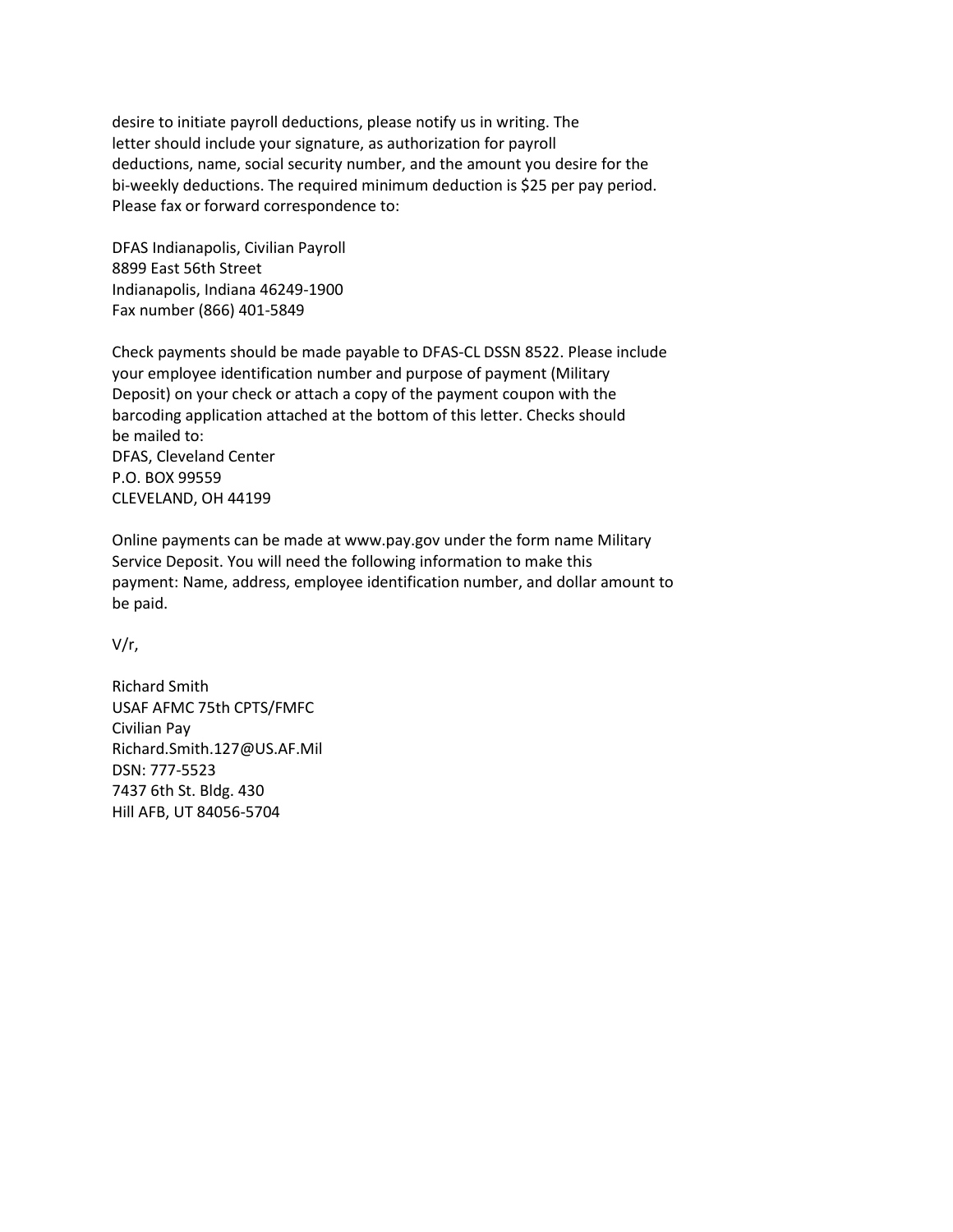desire to initiate payroll deductions, please notify us in writing. The letter should include your signature, as authorization for payroll deductions, name, social security number, and the amount you desire for the bi-weekly deductions. The required minimum deduction is $25 per pay period. Please fax or forward correspondence to:

DFAS Indianapolis, Civilian Payroll
8899 East 56th Street
Indianapolis, Indiana 46249-1900
Fax number (866) 401-5849

Check payments should be made payable to DFAS-CL DSSN 8522. Please include your employee identification number and purpose of payment (Military Deposit) on your check or attach a copy of the payment coupon with the barcoding application attached at the bottom of this letter. Checks should be mailed to:
DFAS, Cleveland Center
P.O. BOX 99559
CLEVELAND, OH 44199

Online payments can be made at www.pay.gov under the form name Military Service Deposit. You will need the following information to make this payment: Name, address, employee identification number, and dollar amount to be paid.

V/r,

Richard Smith
USAF AFMC 75th CPTS/FMFC
Civilian Pay
Richard.Smith.127@US.AF.Mil
DSN: 777-5523
7437 6th St. Bldg. 430
Hill AFB, UT 84056-5704